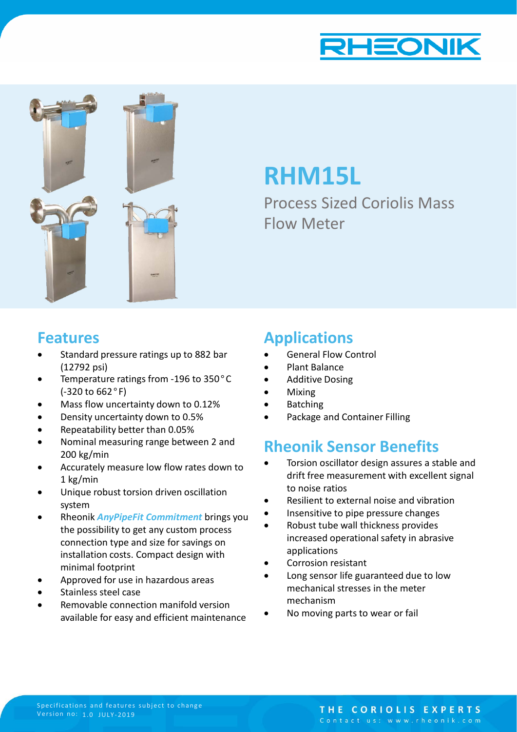RHEONIK

# RHM15L

Process Sized Coriolis Mass Flow Meter

## Features

- Standard pressure ratings up to 882 bar (12792 psi)
- Temperature ratings from -196 to 350 °C (-320 to 662 °F)
- Mass flow uncertainty down to 0.12%
- Density uncertainty down to 0.5%
- Repeatability better than 0.05%
- Nominal measuring range between 2 and 200 kg/min
- Accurately measure low flow rates down to 1 kg/min
- Unique robust torsion driven oscillation system
- Rheonik ***AnyPipeFit Commitment*** brings you the possibility to get any custom process connection type and size for savings on installation costs. Compact design with minimal footprint
- Approved for use in hazardous areas
- Stainless steel case
- Removable connection manifold version available for easy and efficient maintenance

## Applications

- General Flow Control
- Plant Balance
- Additive Dosing
- Mixing
- Batching
- Package and Container Filling

## Rheonik Sensor Benefits

- Torsion oscillator design assures a stable and drift free measurement with excellent signal to noise ratios
- Resilient to external noise and vibration
- Insensitive to pipe pressure changes
- Robust tube wall thickness provides increased operational safety in abrasive applications
- Corrosion resistant
- Long sensor life guaranteed due to low mechanical stresses in the meter mechanism
- No moving parts to wear or fail

Specifications and features subject to change
Version no: 1.0 JULY-2019

THE CORIOLIS EXPERTS
Contact us: www.rheonik.com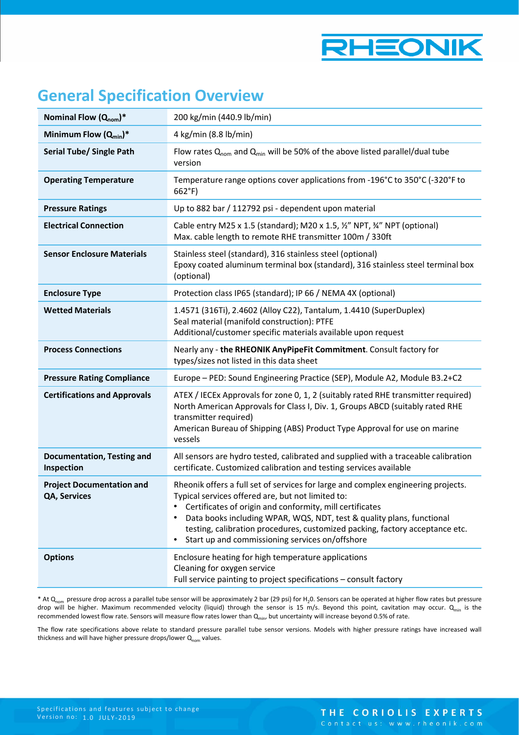## General Specification Overview

| | |
|---|---|
| **Nominal Flow ($Q_{nom}$)*** | 200 kg/min (440.9 lb/min) |
| **Minimum Flow ($Q_{min}$)*** | 4 kg/min (8.8 lb/min) |
| **Serial Tube/ Single Path** | Flow rates $Q_{nom}$ and $Q_{min}$ will be 50% of the above listed parallel/dual tube version |
| **Operating Temperature** | Temperature range options cover applications from -196°C to 350°C (-320°F to 662°F) |
| **Pressure Ratings** | Up to 882 bar / 112792 psi - dependent upon material |
| **Electrical Connection** | Cable entry M25 x 1.5 (standard); M20 x 1.5, ½" NPT, ¾" NPT (optional)<br>Max. cable length to remote RHE transmitter 100m / 330ft |
| **Sensor Enclosure Materials** | Stainless steel (standard), 316 stainless steel (optional)<br>Epoxy coated aluminum terminal box (standard), 316 stainless steel terminal box (optional) |
| **Enclosure Type** | Protection class IP65 (standard); IP 66 / NEMA 4X (optional) |
| **Wetted Materials** | 1.4571 (316Ti), 2.4602 (Alloy C22), Tantalum, 1.4410 (SuperDuplex)<br>Seal material (manifold construction): PTFE<br>Additional/customer specific materials available upon request |
| **Process Connections** | Nearly any - **the RHEONIK AnyPipeFit Commitment**. Consult factory for types/sizes not listed in this data sheet |
| **Pressure Rating Compliance** | Europe – PED: Sound Engineering Practice (SEP), Module A2, Module B3.2+C2 |
| **Certifications and Approvals** | ATEX / IECEx Approvals for zone 0, 1, 2 (suitably rated RHE transmitter required)<br>North American Approvals for Class I, Div. 1, Groups ABCD (suitably rated RHE transmitter required)<br>American Bureau of Shipping (ABS) Product Type Approval for use on marine vessels |
| **Documentation, Testing and Inspection** | All sensors are hydro tested, calibrated and supplied with a traceable calibration certificate. Customized calibration and testing services available |
| **Project Documentation and QA, Services** | Rheonik offers a full set of services for large and complex engineering projects. Typical services offered are, but not limited to:<br>• Certificates of origin and conformity, mill certificates<br>• Data books including WPAR, WQS, NDT, test & quality plans, functional testing, calibration procedures, customized packing, factory acceptance etc.<br>• Start up and commissioning services on/offshore |
| **Options** | Enclosure heating for high temperature applications<br>Cleaning for oxygen service<br>Full service painting to project specifications – consult factory |

* At $Q_{nom}$ pressure drop across a parallel tube sensor will be approximately 2 bar (29 psi) for $H_2O$. Sensors can be operated at higher flow rates but pressure drop will be higher. Maximum recommended velocity (liquid) through the sensor is 15 m/s. Beyond this point, cavitation may occur. $Q_{min}$ is the recommended lowest flow rate. Sensors will measure flow rates lower than $Q_{min}$, but uncertainty will increase beyond 0.5% of rate.

The flow rate specifications above relate to standard pressure parallel tube sensor versions. Models with higher pressure ratings have increased wall thickness and will have higher pressure drops/lower $Q_{nom}$ values.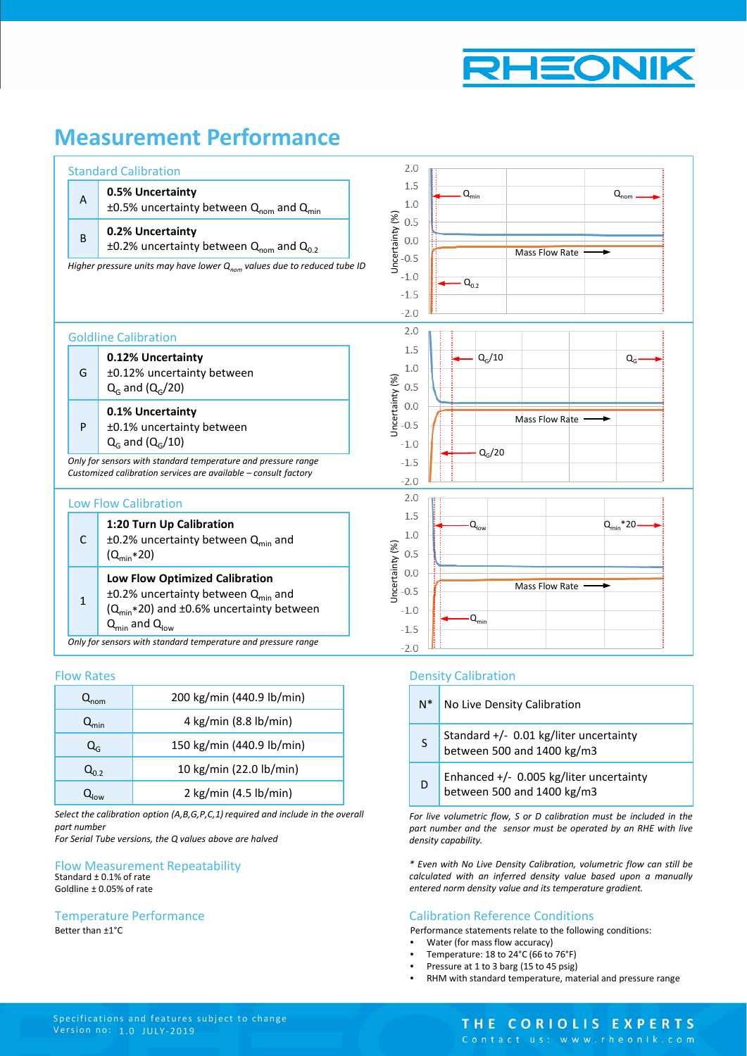# Measurement Performance

## Standard Calibration

| | |
|---|---|
| A | **0.5% Uncertainty**<br>±0.5% uncertainty between $Q_{nom}$ and $Q_{min}$ |
| B | **0.2% Uncertainty**<br>±0.2% uncertainty between $Q_{nom}$ and $Q_{0.2}$ |

*Higher pressure units may have lower $Q_{nom}$ values due to reduced tube ID*

## Goldline Calibration

| | |
|---|---|
| G | **0.12% Uncertainty**<br>±0.12% uncertainty between $Q_G$ and ($Q_G$/20) |
| P | **0.1% Uncertainty**<br>±0.1% uncertainty between $Q_G$ and ($Q_G$/10) |

*Only for sensors with standard temperature and pressure range*
*Customized calibration services are available – consult factory*

## Low Flow Calibration

| | |
|---|---|
| C | **1:20 Turn Up Calibration**<br>±0.2% uncertainty between $Q_{min}$ and ($Q_{min}$*20) |
| 1 | **Low Flow Optimized Calibration**<br>±0.2% uncertainty between $Q_{min}$ and ($Q_{min}$*20) and ±0.6% uncertainty between $Q_{min}$ and $Q_{low}$ |

*Only for sensors with standard temperature and pressure range*

## Flow Rates

| | |
|---|---|
| $Q_{nom}$ | 200 kg/min (440.9 lb/min) |
| $Q_{min}$ | 4 kg/min (8.8 lb/min) |
| $Q_G$ | 150 kg/min (440.9 lb/min) |
| $Q_{0.2}$ | 10 kg/min (22.0 lb/min) |
| $Q_{low}$ | 2 kg/min (4.5 lb/min) |

*Select the calibration option (A,B,G,P,C,1) required and include in the overall part number*
*For Serial Tube versions, the Q values above are halved*

## Flow Measurement Repeatability

Standard ± 0.1% of rate
Goldline ± 0.05% of rate

## Temperature Performance

Better than ±1°C

## Density Calibration

| | |
|---|---|
| N* | No Live Density Calibration |
| S | Standard +/- 0.01 kg/liter uncertainty between 500 and 1400 kg/m3 |
| D | Enhanced +/- 0.005 kg/liter uncertainty between 500 and 1400 kg/m3 |

*For live volumetric flow, S or D calibration must be included in the part number and the sensor must be operated by an RHE with live density capability.*

*\* Even with No Live Density Calibration, volumetric flow can still be calculated with an inferred density value based upon a manually entered norm density value and its temperature gradient.*

## Calibration Reference Conditions

Performance statements relate to the following conditions:

- Water (for mass flow accuracy)
- Temperature: 18 to 24°C (66 to 76°F)
- Pressure at 1 to 3 barg (15 to 45 psig)
- RHM with standard temperature, material and pressure range

Specifications and features subject to change
Version no: 1.0 JULY-2019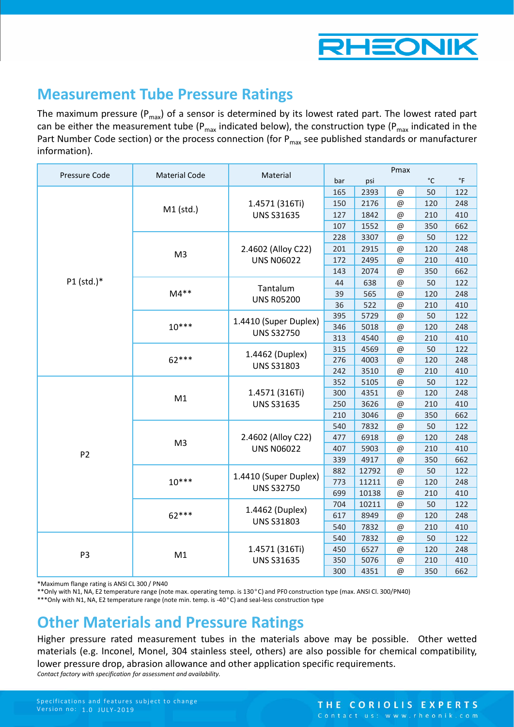## Measurement Tube Pressure Ratings

The maximum pressure ($P_{max}$) of a sensor is determined by its lowest rated part. The lowest rated part can be either the measurement tube ($P_{max}$ indicated below), the construction type ($P_{max}$ indicated in the Part Number Code section) or the process connection (for $P_{max}$ see published standards or manufacturer information).

| Pressure Code | Material Code | Material | Pmax | | | | |
|---|---|---|---|---|---|---|---|
| | | | bar | psi | | °C | °F |
| P1 (std.)* | M1 (std.) | 1.4571 (316Ti) UNS S31635 | 165 | 2393 | @ | 50 | 122 |
| | | | 150 | 2176 | @ | 120 | 248 |
| | | | 127 | 1842 | @ | 210 | 410 |
| | | | 107 | 1552 | @ | 350 | 662 |
| | M3 | 2.4602 (Alloy C22) UNS N06022 | 228 | 3307 | @ | 50 | 122 |
| | | | 201 | 2915 | @ | 120 | 248 |
| | | | 172 | 2495 | @ | 210 | 410 |
| | | | 143 | 2074 | @ | 350 | 662 |
| | M4** | Tantalum UNS R05200 | 44 | 638 | @ | 50 | 122 |
| | | | 39 | 565 | @ | 120 | 248 |
| | | | 36 | 522 | @ | 210 | 410 |
| | 10*** | 1.4410 (Super Duplex) UNS S32750 | 395 | 5729 | @ | 50 | 122 |
| | | | 346 | 5018 | @ | 120 | 248 |
| | | | 313 | 4540 | @ | 210 | 410 |
| | 62*** | 1.4462 (Duplex) UNS S31803 | 315 | 4569 | @ | 50 | 122 |
| | | | 276 | 4003 | @ | 120 | 248 |
| | | | 242 | 3510 | @ | 210 | 410 |
| P2 | M1 | 1.4571 (316Ti) UNS S31635 | 352 | 5105 | @ | 50 | 122 |
| | | | 300 | 4351 | @ | 120 | 248 |
| | | | 250 | 3626 | @ | 210 | 410 |
| | | | 210 | 3046 | @ | 350 | 662 |
| | M3 | 2.4602 (Alloy C22) UNS N06022 | 540 | 7832 | @ | 50 | 122 |
| | | | 477 | 6918 | @ | 120 | 248 |
| | | | 407 | 5903 | @ | 210 | 410 |
| | | | 339 | 4917 | @ | 350 | 662 |
| | 10*** | 1.4410 (Super Duplex) UNS S32750 | 882 | 12792 | @ | 50 | 122 |
| | | | 773 | 11211 | @ | 120 | 248 |
| | | | 699 | 10138 | @ | 210 | 410 |
| | 62*** | 1.4462 (Duplex) UNS S31803 | 704 | 10211 | @ | 50 | 122 |
| | | | 617 | 8949 | @ | 120 | 248 |
| | | | 540 | 7832 | @ | 210 | 410 |
| P3 | M1 | 1.4571 (316Ti) UNS S31635 | 540 | 7832 | @ | 50 | 122 |
| | | | 450 | 6527 | @ | 120 | 248 |
| | | | 350 | 5076 | @ | 210 | 410 |
| | | | 300 | 4351 | @ | 350 | 662 |

*Maximum flange rating is ANSI CL 300 / PN40

**Only with N1, NA, E2 temperature range (note max. operating temp. is 130 °C) and PF0 construction type (max. ANSI Cl. 300/PN40)

***Only with N1, NA, E2 temperature range (note min. temp. is -40 °C) and seal-less construction type

## Other Materials and Pressure Ratings

Higher pressure rated measurement tubes in the materials above may be possible. Other wetted materials (e.g. Inconel, Monel, 304 stainless steel, others) are also possible for chemical compatibility, lower pressure drop, abrasion allowance and other application specific requirements.

*Contact factory with specification for assessment and availability.*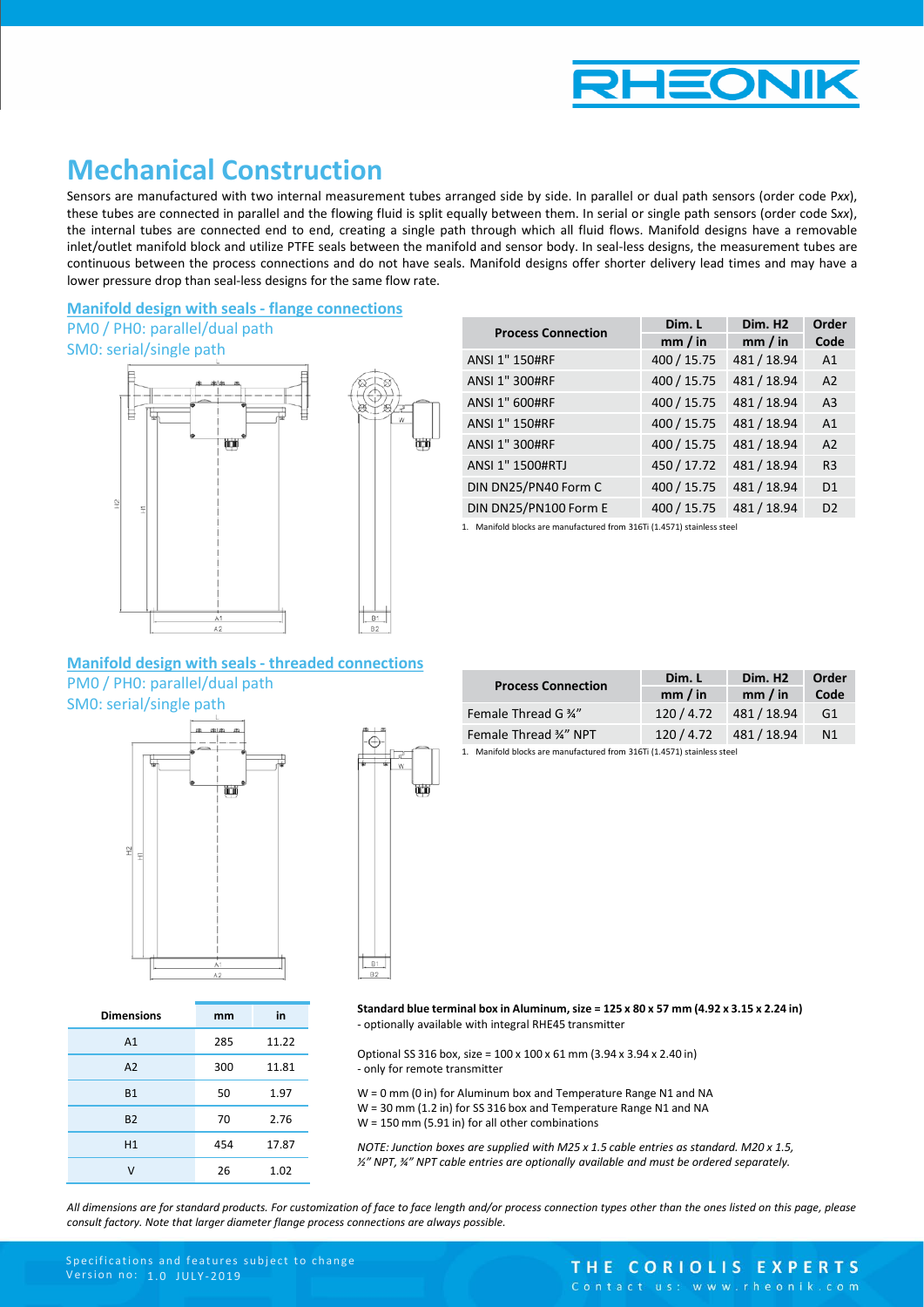# Mechanical Construction

Sensors are manufactured with two internal measurement tubes arranged side by side. In parallel or dual path sensors (order code P*xx*), these tubes are connected in parallel and the flowing fluid is split equally between them. In serial or single path sensors (order code S*xx*), the internal tubes are connected end to end, creating a single path through which all fluid flows. Manifold designs have a removable inlet/outlet manifold block and utilize PTFE seals between the manifold and sensor body. In seal-less designs, the measurement tubes are continuous between the process connections and do not have seals. Manifold designs offer shorter delivery lead times and may have a lower pressure drop than seal-less designs for the same flow rate.

## Manifold design with seals - flange connections

PM0 / PH0: parallel/dual path
SM0: serial/single path

| Process Connection | Dim. L mm / in | Dim. H2 mm / in | Order Code |
|---|---|---|---|
| ANSI 1" 150#RF | 400 / 15.75 | 481 / 18.94 | A1 |
| ANSI 1" 300#RF | 400 / 15.75 | 481 / 18.94 | A2 |
| ANSI 1" 600#RF | 400 / 15.75 | 481 / 18.94 | A3 |
| ANSI 1" 150#RF | 400 / 15.75 | 481 / 18.94 | A1 |
| ANSI 1" 300#RF | 400 / 15.75 | 481 / 18.94 | A2 |
| ANSI 1" 1500#RTJ | 450 / 17.72 | 481 / 18.94 | R3 |
| DIN DN25/PN40 Form C | 400 / 15.75 | 481 / 18.94 | D1 |
| DIN DN25/PN100 Form E | 400 / 15.75 | 481 / 18.94 | D2 |

1. Manifold blocks are manufactured from 316Ti (1.4571) stainless steel

## Manifold design with seals - threaded connections

PM0 / PH0: parallel/dual path
SM0: serial/single path

| Process Connection | Dim. L mm / in | Dim. H2 mm / in | Order Code |
|---|---|---|---|
| Female Thread G ¾" | 120 / 4.72 | 481 / 18.94 | G1 |
| Female Thread ¾" NPT | 120 / 4.72 | 481 / 18.94 | N1 |

1. Manifold blocks are manufactured from 316Ti (1.4571) stainless steel

| Dimensions | mm | in |
|---|---|---|
| A1 | 285 | 11.22 |
| A2 | 300 | 11.81 |
| B1 | 50 | 1.97 |
| B2 | 70 | 2.76 |
| H1 | 454 | 17.87 |
| V | 26 | 1.02 |

**Standard blue terminal box in Aluminum, size = 125 x 80 x 57 mm (4.92 x 3.15 x 2.24 in)**
- optionally available with integral RHE45 transmitter

Optional SS 316 box, size = 100 x 100 x 61 mm (3.94 x 3.94 x 2.40 in)
- only for remote transmitter

W = 0 mm (0 in) for Aluminum box and Temperature Range N1 and NA
W = 30 mm (1.2 in) for SS 316 box and Temperature Range N1 and NA
W = 150 mm (5.91 in) for all other combinations

*NOTE: Junction boxes are supplied with M25 x 1.5 cable entries as standard. M20 x 1.5, ½" NPT, ¾" NPT cable entries are optionally available and must be ordered separately.*

*All dimensions are for standard products. For customization of face to face length and/or process connection types other than the ones listed on this page, please consult factory. Note that larger diameter flange process connections are always possible.*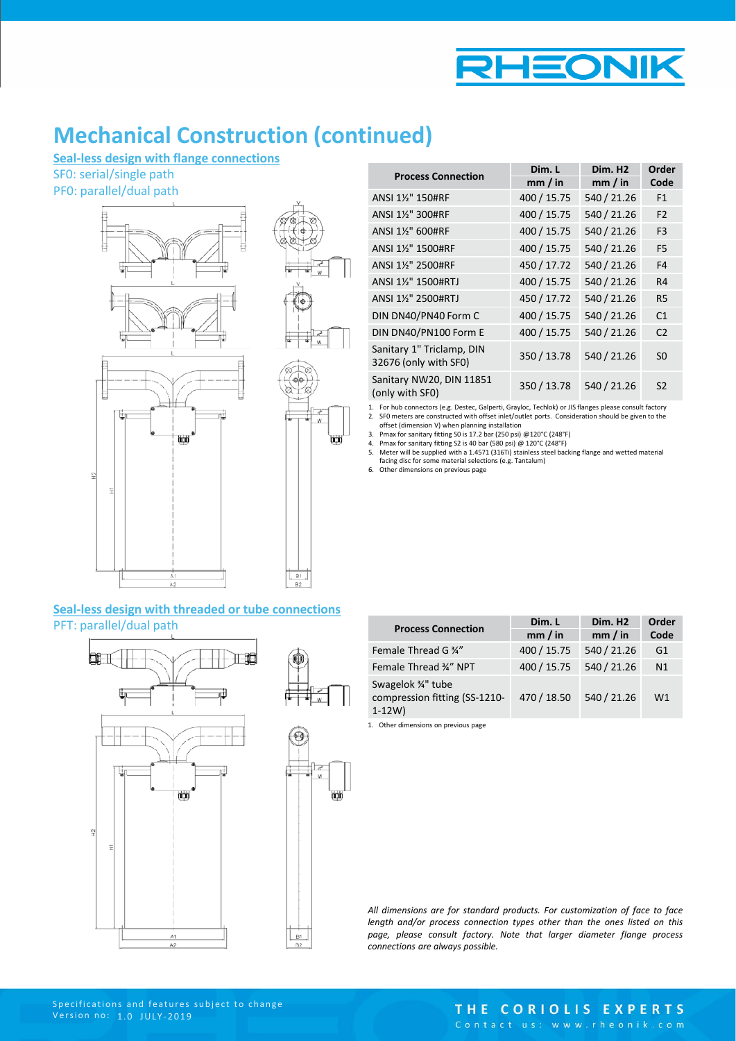# Mechanical Construction (continued)

**Seal-less design with flange connections**

SF0: serial/single path

PF0: parallel/dual path

| Process Connection | Dim. L mm / in | Dim. H2 mm / in | Order Code |
|---|---|---|---|
| ANSI 1½" 150#RF | 400 / 15.75 | 540 / 21.26 | F1 |
| ANSI 1½" 300#RF | 400 / 15.75 | 540 / 21.26 | F2 |
| ANSI 1½" 600#RF | 400 / 15.75 | 540 / 21.26 | F3 |
| ANSI 1½" 1500#RF | 400 / 15.75 | 540 / 21.26 | F5 |
| ANSI 1½" 2500#RF | 450 / 17.72 | 540 / 21.26 | F4 |
| ANSI 1½" 1500#RTJ | 400 / 15.75 | 540 / 21.26 | R4 |
| ANSI 1½" 2500#RTJ | 450 / 17.72 | 540 / 21.26 | R5 |
| DIN DN40/PN40 Form C | 400 / 15.75 | 540 / 21.26 | C1 |
| DIN DN40/PN100 Form E | 400 / 15.75 | 540 / 21.26 | C2 |
| Sanitary 1" Triclamp, DIN 32676 (only with SF0) | 350 / 13.78 | 540 / 21.26 | S0 |
| Sanitary NW20, DIN 11851 (only with SF0) | 350 / 13.78 | 540 / 21.26 | S2 |

1. For hub connectors (e.g. Destec, Galperti, Grayloc, Techlok) or JIS flanges please consult factory
2. SF0 meters are constructed with offset inlet/outlet ports. Consideration should be given to the offset (dimension V) when planning installation
3. Pmax for sanitary fitting S0 is 17.2 bar (250 psi) @120°C (248°F)
4. Pmax for sanitary fitting S2 is 40 bar (580 psi) @ 120°C (248°F)
5. Meter will be supplied with a 1.4571 (316Ti) stainless steel backing flange and wetted material facing disc for some material selections (e.g. Tantalum)
6. Other dimensions on previous page

**Seal-less design with threaded or tube connections**

PFT: parallel/dual path

| Process Connection | Dim. L mm / in | Dim. H2 mm / in | Order Code |
|---|---|---|---|
| Female Thread G ¾" | 400 / 15.75 | 540 / 21.26 | G1 |
| Female Thread ¾" NPT | 400 / 15.75 | 540 / 21.26 | N1 |
| Swagelok ¾" tube compression fitting (SS-1210-1-12W) | 470 / 18.50 | 540 / 21.26 | W1 |

1. Other dimensions on previous page

*All dimensions are for standard products. For customization of face to face length and/or process connection types other than the ones listed on this page, please consult factory. Note that larger diameter flange process connections are always possible.*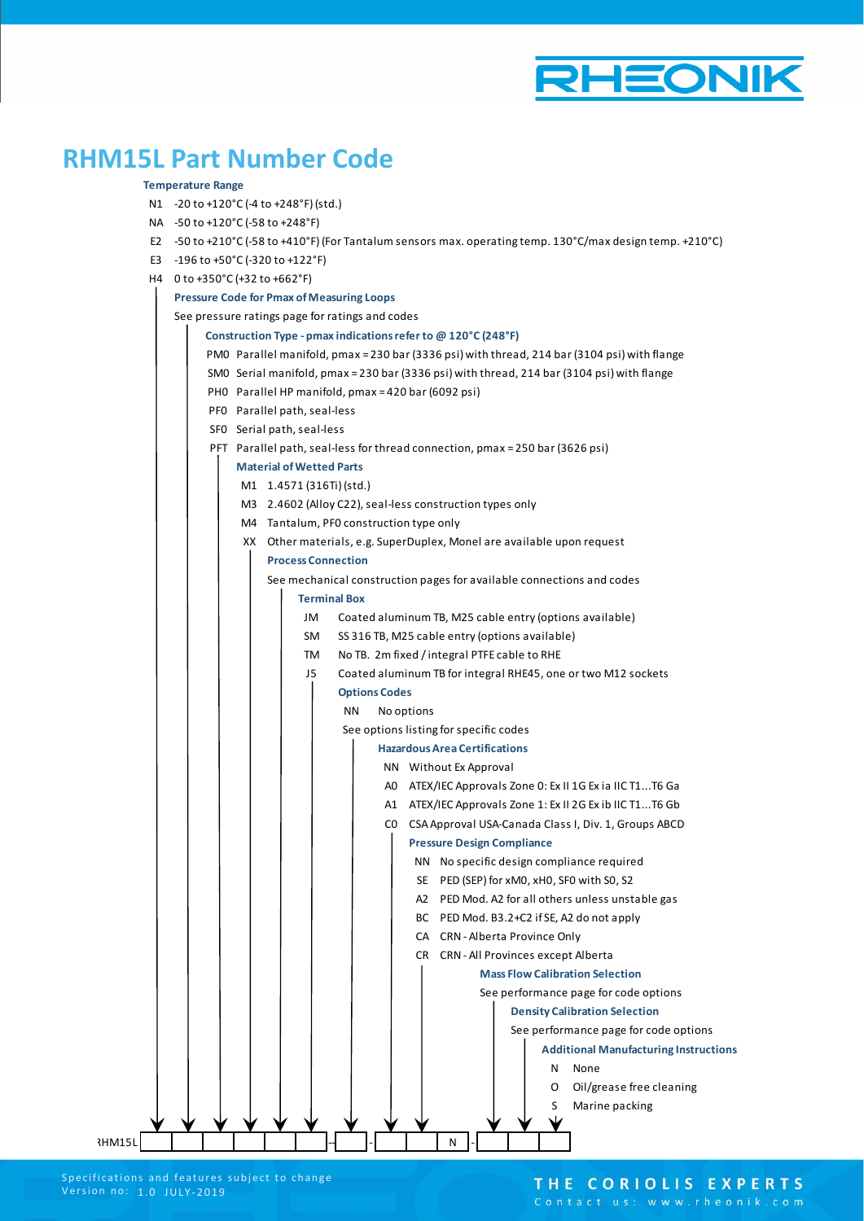# RHM15L Part Number Code

**Temperature Range**

- N1 -20 to +120°C (-4 to +248°F) (std.)
- NA -50 to +120°C (-58 to +248°F)
- E2 -50 to +210°C (-58 to +410°F) (For Tantalum sensors max. operating temp. 130°C/max design temp. +210°C)
- E3 -196 to +50°C (-320 to +122°F)
- H4 0 to +350°C (+32 to +662°F)

**Pressure Code for Pmax of Measuring Loops**

See pressure ratings page for ratings and codes

**Construction Type - pmax indications refer to @ 120°C (248°F)**

- PM0 Parallel manifold, pmax = 230 bar (3336 psi) with thread, 214 bar (3104 psi) with flange
- SM0 Serial manifold, pmax = 230 bar (3336 psi) with thread, 214 bar (3104 psi) with flange
- PH0 Parallel HP manifold, pmax = 420 bar (6092 psi)
- PF0 Parallel path, seal-less
- SF0 Serial path, seal-less
- PFT Parallel path, seal-less for thread connection, pmax = 250 bar (3626 psi)

**Material of Wetted Parts**

- M1 1.4571 (316Ti) (std.)
- M3 2.4602 (Alloy C22), seal-less construction types only
- M4 Tantalum, PF0 construction type only
- XX Other materials, e.g. SuperDuplex, Monel are available upon request

**Process Connection**

See mechanical construction pages for available connections and codes

**Terminal Box**

- JM Coated aluminum TB, M25 cable entry (options available)
- SM SS 316 TB, M25 cable entry (options available)
- TM No TB. 2m fixed / integral PTFE cable to RHE
- J5 Coated aluminum TB for integral RHE45, one or two M12 sockets

**Options Codes**

- NN No options

See options listing for specific codes

**Hazardous Area Certifications**

- NN Without Ex Approval
- A0 ATEX/IEC Approvals Zone 0: Ex II 1G Ex ia IIC T1...T6 Ga
- A1 ATEX/IEC Approvals Zone 1: Ex II 2G Ex ib IIC T1...T6 Gb
- C0 CSA Approval USA-Canada Class I, Div. 1, Groups ABCD

**Pressure Design Compliance**

- NN No specific design compliance required
- SE PED (SEP) for xM0, xH0, SF0 with S0, S2
- A2 PED Mod. A2 for all others unless unstable gas
- BC PED Mod. B3.2+C2 if SE, A2 do not apply
- CA CRN - Alberta Province Only
- CR CRN - All Provinces except Alberta

**Mass Flow Calibration Selection**

See performance page for code options

**Density Calibration Selection**

See performance page for code options

**Additional Manufacturing Instructions**

- N None
- O Oil/grease free cleaning
- S Marine packing

RHM15L [ ][ ][ ][ ][ ][ ] - [ ] - [ ][ ][ N ] - [ ][ ][ ]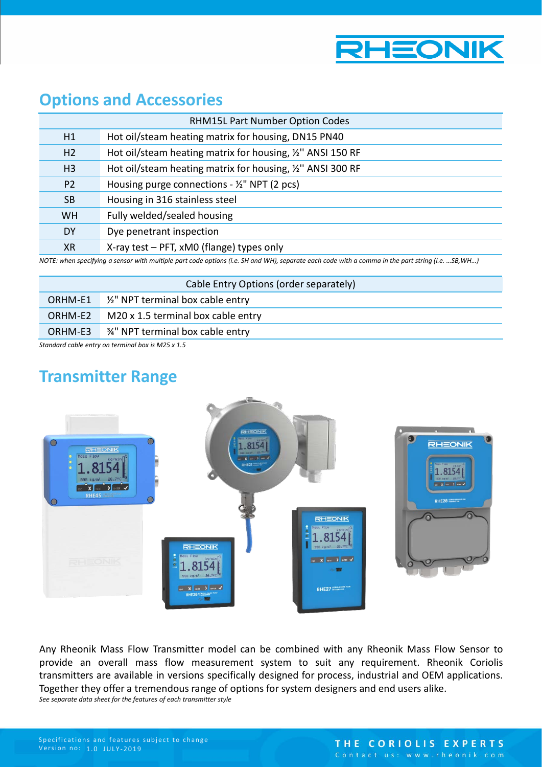## Options and Accessories

| RHM15L Part Number Option Codes | |
|---|---|
| H1 | Hot oil/steam heating matrix for housing, DN15 PN40 |
| H2 | Hot oil/steam heating matrix for housing, ½'' ANSI 150 RF |
| H3 | Hot oil/steam heating matrix for housing, ½'' ANSI 300 RF |
| P2 | Housing purge connections - ½" NPT (2 pcs) |
| SB | Housing in 316 stainless steel |
| WH | Fully welded/sealed housing |
| DY | Dye penetrant inspection |
| XR | X-ray test – PFT, xM0 (flange) types only |

*NOTE: when specifying a sensor with multiple part code options (i.e. SH and WH), separate each code with a comma in the part string (i.e. …SB,WH…)*

| Cable Entry Options (order separately) | |
|---|---|
| ORHM-E1 | ½" NPT terminal box cable entry |
| ORHM-E2 | M20 x 1.5 terminal box cable entry |
| ORHM-E3 | ¾" NPT terminal box cable entry |

*Standard cable entry on terminal box is M25 x 1.5*

## Transmitter Range

Any Rheonik Mass Flow Transmitter model can be combined with any Rheonik Mass Flow Sensor to provide an overall mass flow measurement system to suit any requirement. Rheonik Coriolis transmitters are available in versions specifically designed for process, industrial and OEM applications. Together they offer a tremendous range of options for system designers and end users alike.

*See separate data sheet for the features of each transmitter style*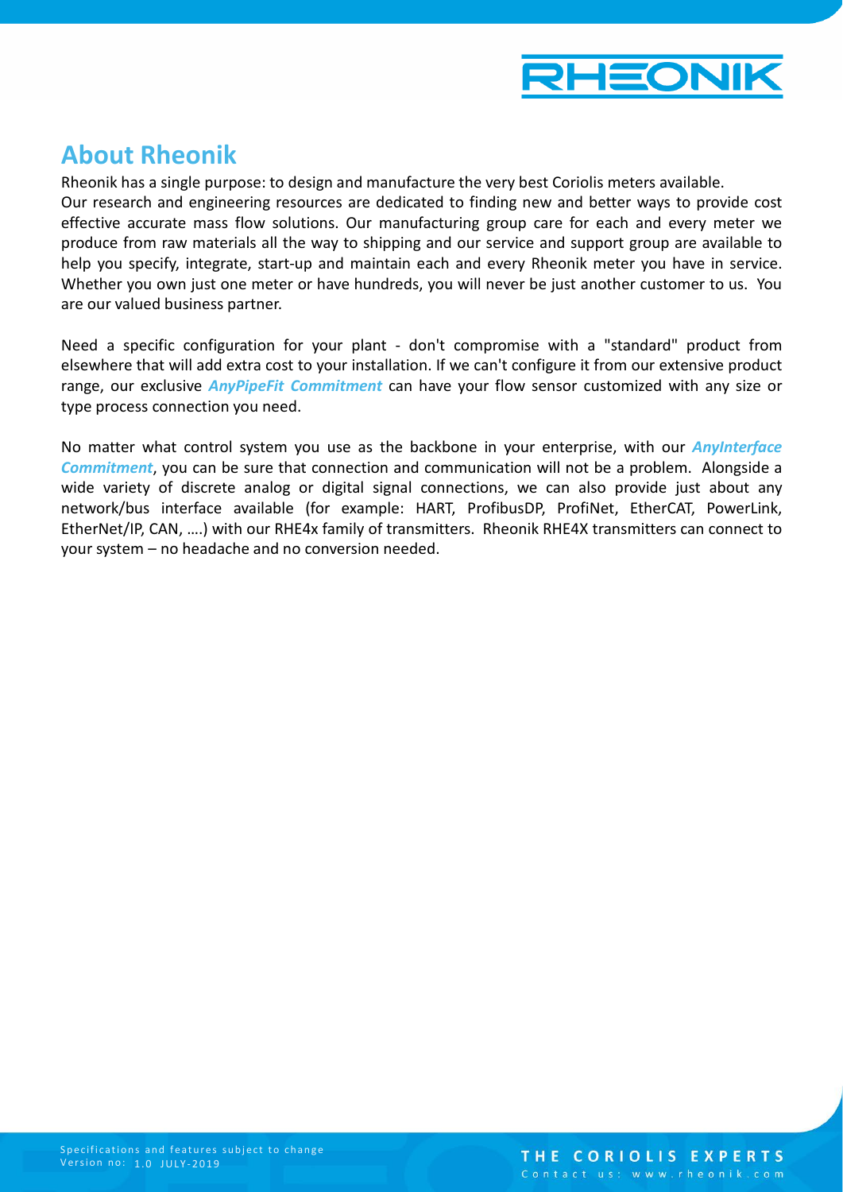## About Rheonik

Rheonik has a single purpose: to design and manufacture the very best Coriolis meters available.
Our research and engineering resources are dedicated to finding new and better ways to provide cost effective accurate mass flow solutions. Our manufacturing group care for each and every meter we produce from raw materials all the way to shipping and our service and support group are available to help you specify, integrate, start-up and maintain each and every Rheonik meter you have in service. Whether you own just one meter or have hundreds, you will never be just another customer to us. You are our valued business partner.

Need a specific configuration for your plant - don't compromise with a "standard" product from elsewhere that will add extra cost to your installation. If we can't configure it from our extensive product range, our exclusive ***AnyPipeFit Commitment*** can have your flow sensor customized with any size or type process connection you need.

No matter what control system you use as the backbone in your enterprise, with our ***AnyInterface Commitment***, you can be sure that connection and communication will not be a problem. Alongside a wide variety of discrete analog or digital signal connections, we can also provide just about any network/bus interface available (for example: HART, ProfibusDP, ProfiNet, EtherCAT, PowerLink, EtherNet/IP, CAN, ….) with our RHE4x family of transmitters. Rheonik RHE4X transmitters can connect to your system – no headache and no conversion needed.